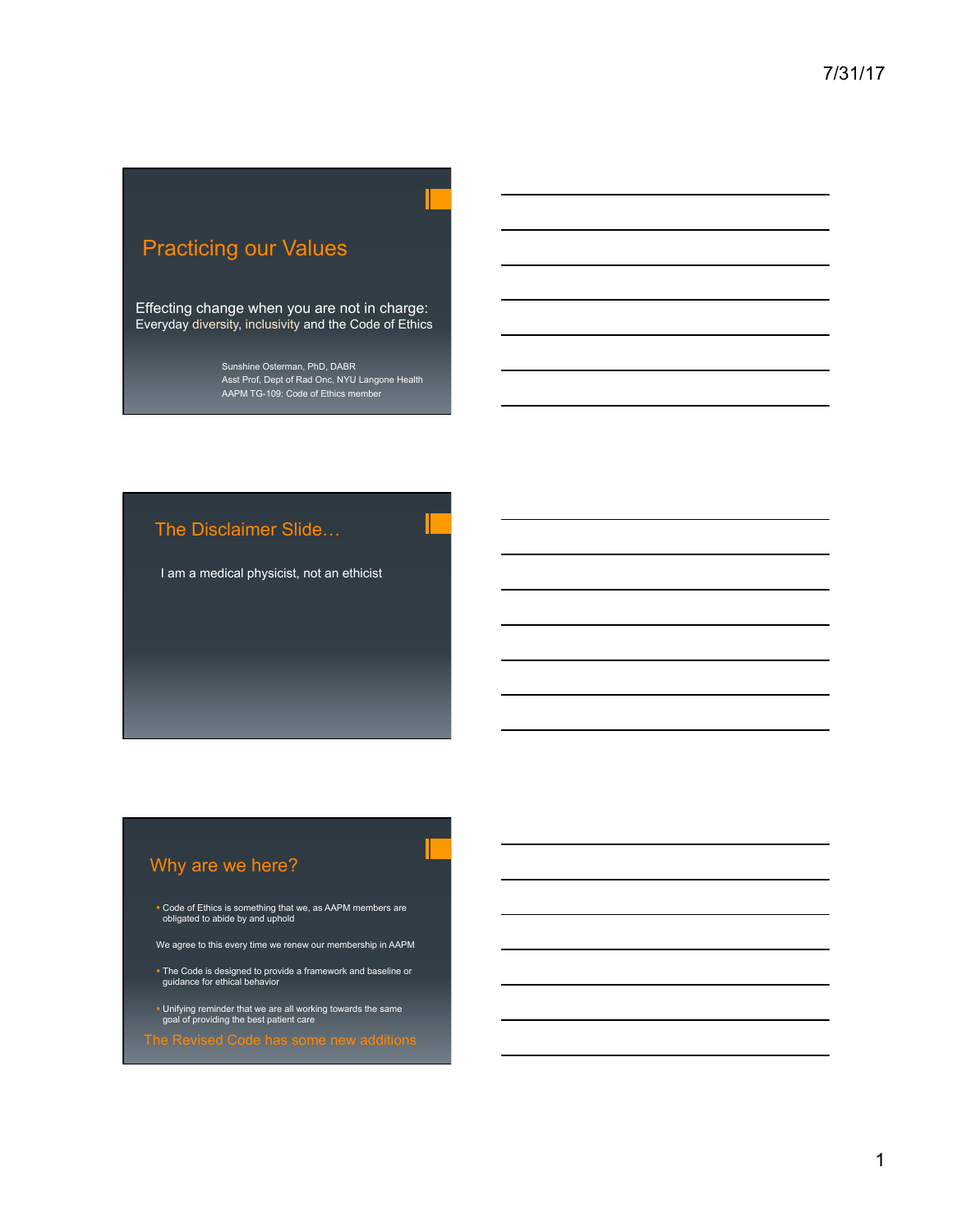## Practicing our Values

Effecting change when you are not in charge:
Everyday diversity, inclusivity and the Code of Ethics

Sunshine Osterman, PhD, DABR
Asst Prof, Dept of Rad Onc, NYU Langone Health
AAPM TG-109: Code of Ethics member

## The Disclaimer Slide…

I am a medical physicist, not an ethicist

## Why are we here?

- Code of Ethics is something that we, as AAPM members are obligated to abide by and uphold

We agree to this every time we renew our membership in AAPM

- The Code is designed to provide a framework and baseline or guidance for ethical behavior
- Unifying reminder that we are all working towards the same goal of providing the best patient care

The Revised Code has some new additions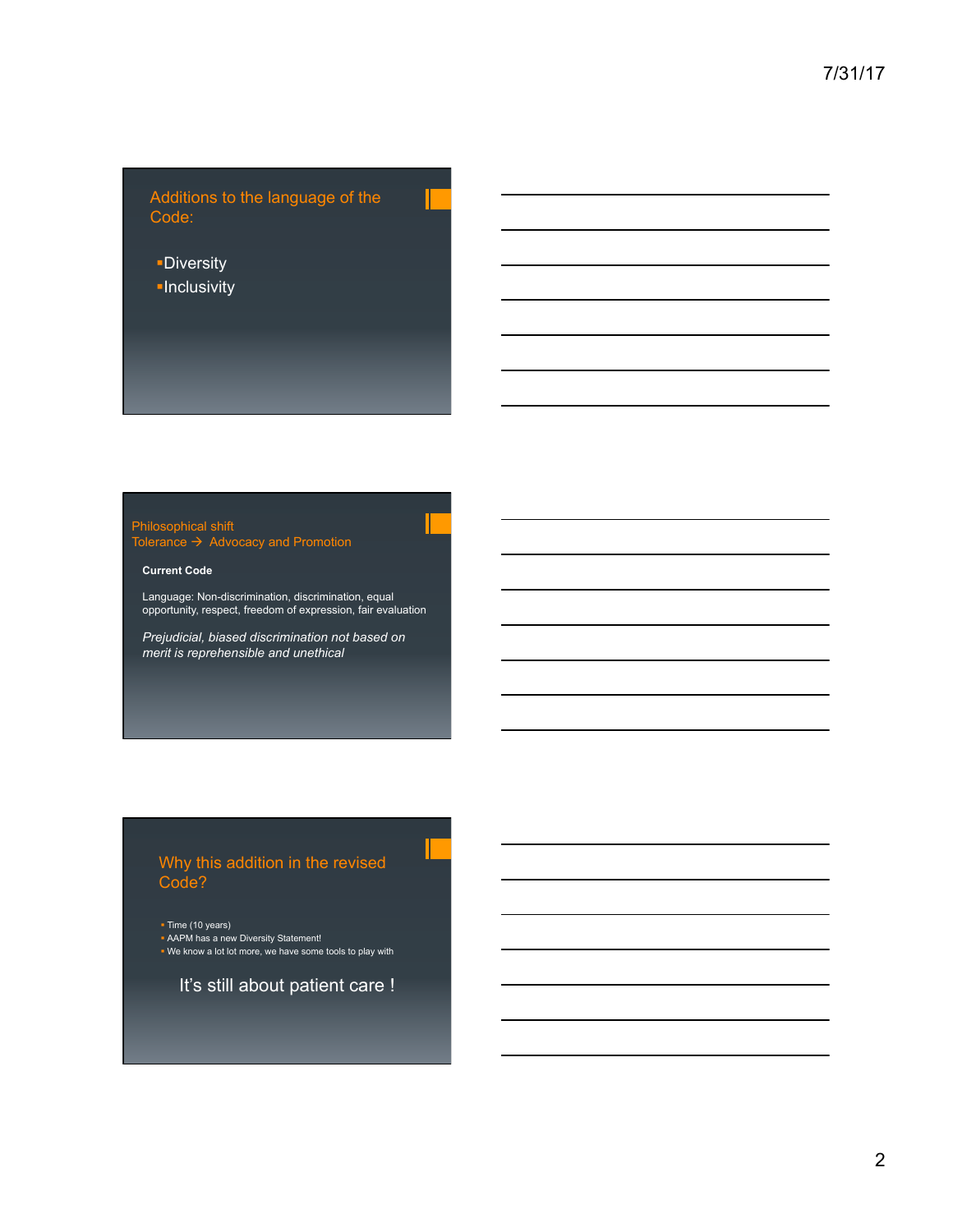## Additions to the language of the Code:

- Diversity
- Inclusivity

## Philosophical shift
## Tolerance → Advocacy and Promotion

**Current Code**

Language: Non-discrimination, discrimination, equal opportunity, respect, freedom of expression, fair evaluation

*Prejudicial, biased discrimination not based on merit is reprehensible and unethical*

## Why this addition in the revised Code?

- Time (10 years)
- AAPM has a new Diversity Statement!
- We know a lot lot more, we have some tools to play with

It's still about patient care !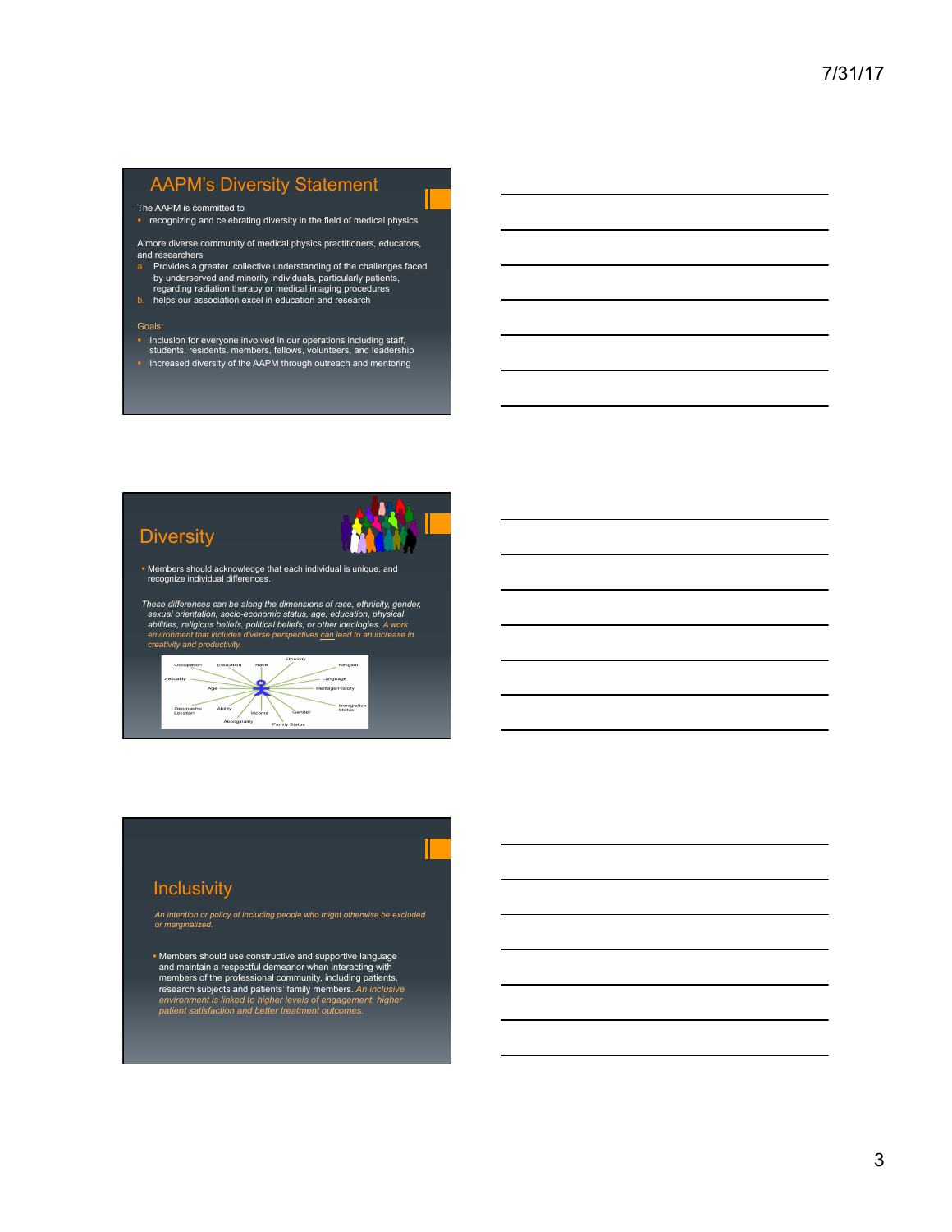## AAPM's Diversity Statement

The AAPM is committed to

- recognizing and celebrating diversity in the field of medical physics

A more diverse community of medical physics practitioners, educators, and researchers

a. Provides a greater collective understanding of the challenges faced by underserved and minority individuals, particularly patients, regarding radiation therapy or medical imaging procedures
b. helps our association excel in education and research

Goals:

- Inclusion for everyone involved in our operations including staff, students, residents, members, fellows, volunteers, and leadership
- Increased diversity of the AAPM through outreach and mentoring

## Diversity

- Members should acknowledge that each individual is unique, and recognize individual differences.

*These differences can be along the dimensions of race, ethnicity, gender, sexual orientation, socio-economic status, age, education, physical abilities, religious beliefs, political beliefs, or other ideologies. A work environment that includes diverse perspectives can lead to an increase in creativity and productivity.*

Occupation, Education, Race, Ethnicity, Religion, Sexuality, Age, Language, Heritage/History, Geographic Location, Ability, Income, Gender, Immigration Status, Aboriginality, Family Status

## Inclusivity

*An intention or policy of including people who might otherwise be excluded or marginalized.*

- Members should use constructive and supportive language and maintain a respectful demeanor when interacting with members of the professional community, including patients, research subjects and patients' family members. *An inclusive environment is linked to higher levels of engagement, higher patient satisfaction and better treatment outcomes.*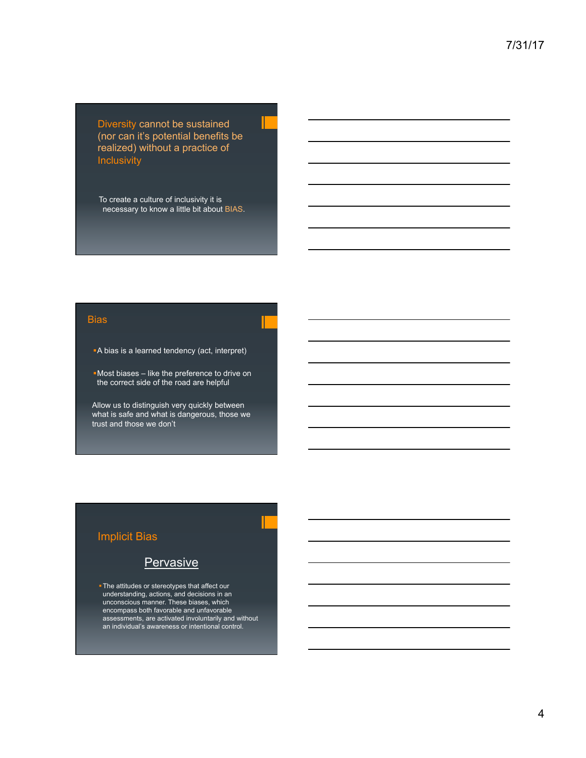## Diversity cannot be sustained (nor can it's potential benefits be realized) without a practice of Inclusivity

To create a culture of inclusivity it is necessary to know a little bit about BIAS.

## Bias

- A bias is a learned tendency (act, interpret)
- Most biases – like the preference to drive on the correct side of the road are helpful

Allow us to distinguish very quickly between what is safe and what is dangerous, those we trust and those we don't

## Implicit Bias

### Pervasive

- The attitudes or stereotypes that affect our understanding, actions, and decisions in an unconscious manner. These biases, which encompass both favorable and unfavorable assessments, are activated involuntarily and without an individual's awareness or intentional control.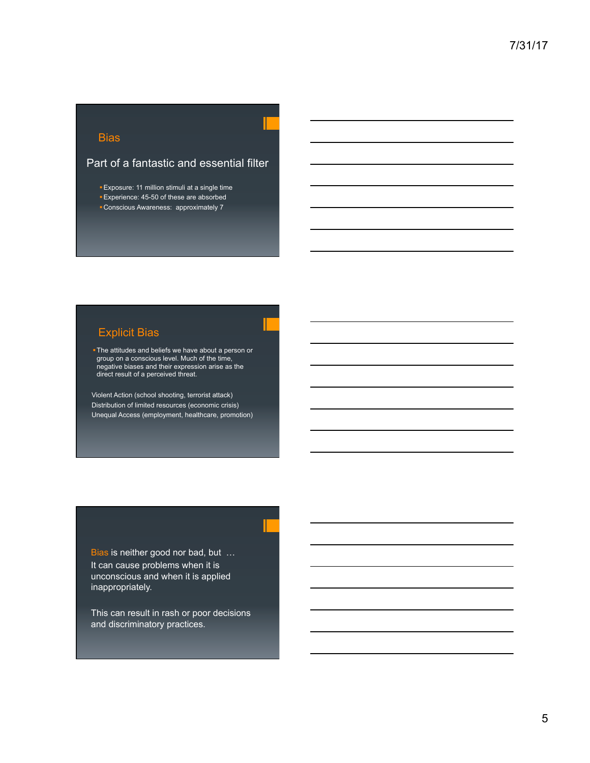## Bias

Part of a fantastic and essential filter

- Exposure: 11 million stimuli at a single time
- Experience: 45-50 of these are absorbed
- Conscious Awareness: approximately 7

## Explicit Bias

- The attitudes and beliefs we have about a person or group on a conscious level. Much of the time, negative biases and their expression arise as the direct result of a perceived threat.

Violent Action (school shooting, terrorist attack)
Distribution of limited resources (economic crisis)
Unequal Access (employment, healthcare, promotion)

Bias is neither good nor bad, but …
It can cause problems when it is unconscious and when it is applied inappropriately.

This can result in rash or poor decisions and discriminatory practices.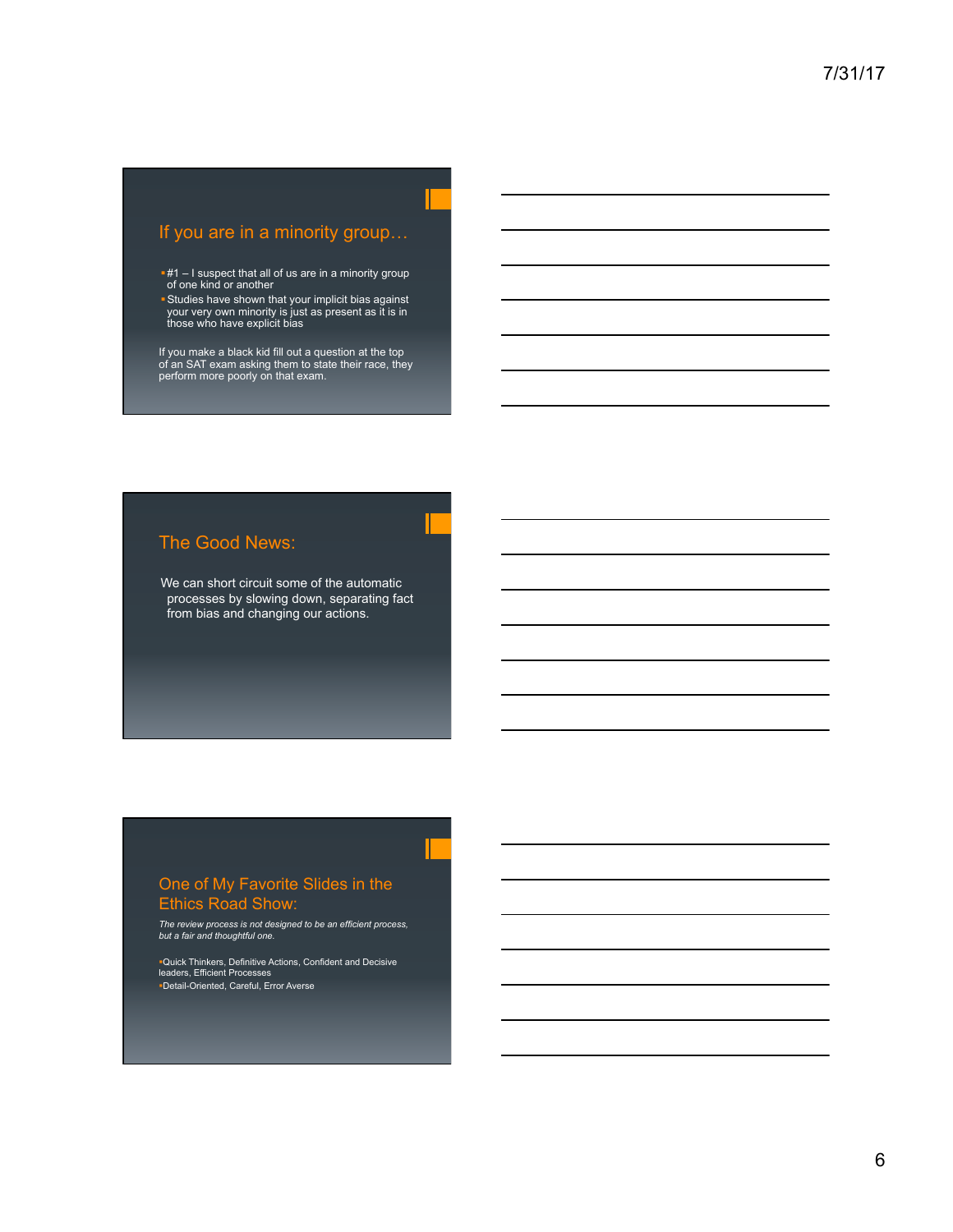## If you are in a minority group…

- #1 – I suspect that all of us are in a minority group of one kind or another
- Studies have shown that your implicit bias against your very own minority is just as present as it is in those who have explicit bias

If you make a black kid fill out a question at the top of an SAT exam asking them to state their race, they perform more poorly on that exam.

## The Good News:

We can short circuit some of the automatic processes by slowing down, separating fact from bias and changing our actions.

## One of My Favorite Slides in the Ethics Road Show:

*The review process is not designed to be an efficient process, but a fair and thoughtful one.*

- Quick Thinkers, Definitive Actions, Confident and Decisive leaders, Efficient Processes
- Detail-Oriented, Careful, Error Averse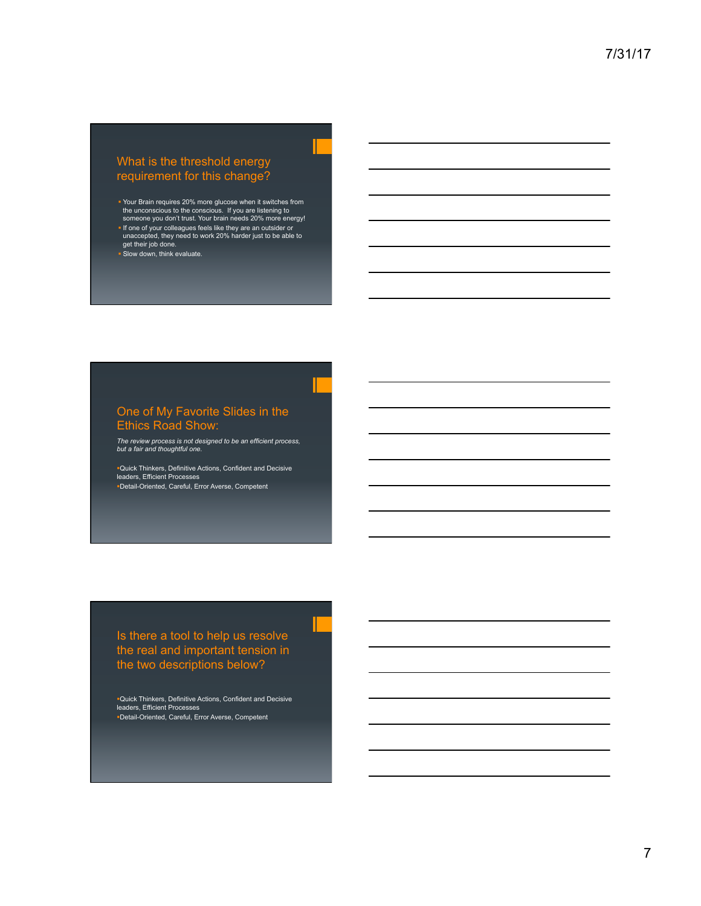## What is the threshold energy requirement for this change?

- Your Brain requires 20% more glucose when it switches from the unconscious to the conscious. If you are listening to someone you don't trust. Your brain needs 20% more energy!
- If one of your colleagues feels like they are an outsider or unaccepted, they need to work 20% harder just to be able to get their job done.
- Slow down, think evaluate.

## One of My Favorite Slides in the Ethics Road Show:

*The review process is not designed to be an efficient process, but a fair and thoughtful one.*

- Quick Thinkers, Definitive Actions, Confident and Decisive leaders, Efficient Processes
- Detail-Oriented, Careful, Error Averse, Competent

## Is there a tool to help us resolve the real and important tension in the two descriptions below?

- Quick Thinkers, Definitive Actions, Confident and Decisive leaders, Efficient Processes
- Detail-Oriented, Careful, Error Averse, Competent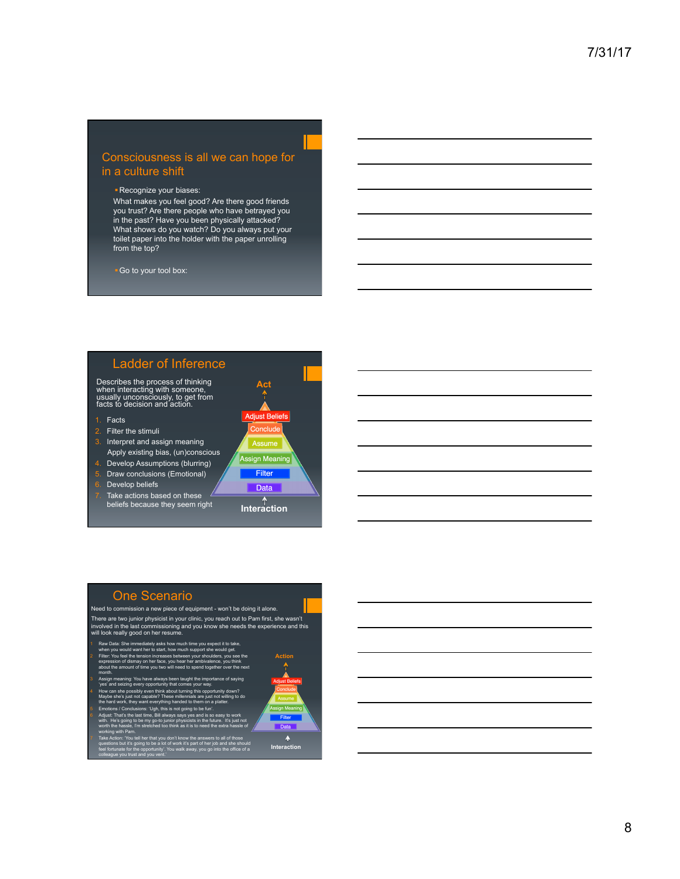## Consciousness is all we can hope for in a culture shift

- Recognize your biases:
  What makes you feel good? Are there good friends you trust? Are there people who have betrayed you in the past? Have you been physically attacked? What shows do you watch? Do you always put your toilet paper into the holder with the paper unrolling from the top?

- Go to your tool box:

## Ladder of Inference

Describes the process of thinking when interacting with someone, usually unconsciously, to get from facts to decision and action.

1. Facts
2. Filter the stimuli
3. Interpret and assign meaning
   Apply existing bias, (un)conscious
4. Develop Assumptions (blurring)
5. Draw conclusions (Emotional)
6. Develop beliefs
7. Take actions based on these beliefs because they seem right

Act

Adjust Beliefs

Conclude

Assume

Assign Meaning

Filter

Data

Interaction

## One Scenario

Need to commission a new piece of equipment - won't be doing it alone.

There are two junior physicist in your clinic, you reach out to Pam first, she wasn't involved in the last commissioning and you know she needs the experience and this will look really good on her resume.

1. Raw Data: She immediately asks how much time you expect it to take, when you would want her to start, how much support she would get.
2. Filter: You feel the tension increases between your shoulders, you see the expression of dismay on her face, you hear her ambivalence, you think about the amount of time you two will need to spend together over the next month.
3. Assign meaning: You have always been taught the importance of saying 'yes' and seizing every opportunity that comes your way.
4. How can she possibly even think about turning this opportunity down? Maybe she's just not capable? These millennials are just not willing to do the hard work, they want everything handed to them on a platter.
5. Emotions / Conclusions: 'Ugh, this is not going to be fun'.
6. Adjust: That's the last time, Bill always says yes and is so easy to work with. He's going to be my go-to junior physicists in the future. It's just not worth the hassle, I'm stretched too thin as it is to need the extra hassle of working with Pam.
7. Take Action: 'You tell her that you don't know the answers to all of those questions but it's going to be a lot of work it's part of her job and she should feel fortunate for the opportunity'. You walk away, you go into the office of a colleague you trust and you vent.'

Action

Adjust Beliefs

Conclude

Assume

Assign Meaning

Filter

Data

Interaction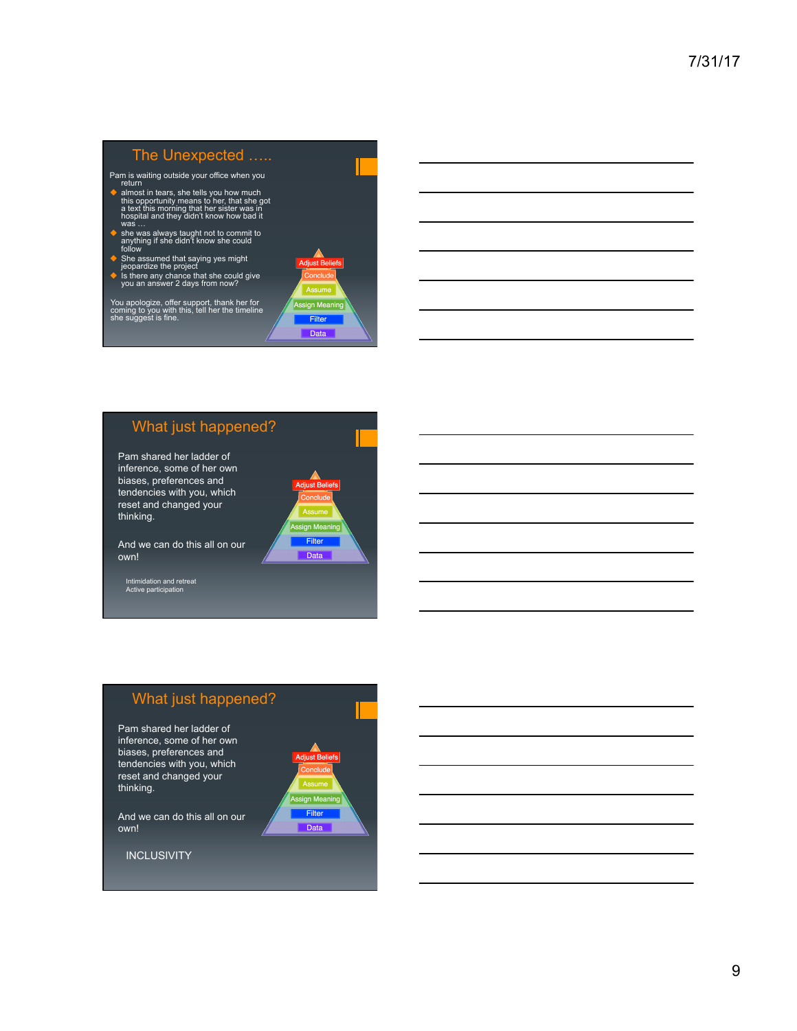## The Unexpected …..

Pam is waiting outside your office when you return

- almost in tears, she tells you how much this opportunity means to her, that she got a text this morning that her sister was in hospital and they didn't know how bad it was …
- she was always taught not to commit to anything if she didn't know she could follow
- She assumed that saying yes might jeopardize the project
- Is there any chance that she could give you an answer 2 days from now?

You apologize, offer support, thank her for coming to you with this, tell her the timeline she suggest is fine.

Adjust Beliefs
Conclude
Assume
Assign Meaning
Filter
Data

## What just happened?

Pam shared her ladder of inference, some of her own biases, preferences and tendencies with you, which reset and changed your thinking.

And we can do this all on our own!

Intimidation and retreat
Active participation

Adjust Beliefs
Conclude
Assume
Assign Meaning
Filter
Data

## What just happened?

Pam shared her ladder of inference, some of her own biases, preferences and tendencies with you, which reset and changed your thinking.

And we can do this all on our own!

INCLUSIVITY

Adjust Beliefs
Conclude
Assume
Assign Meaning
Filter
Data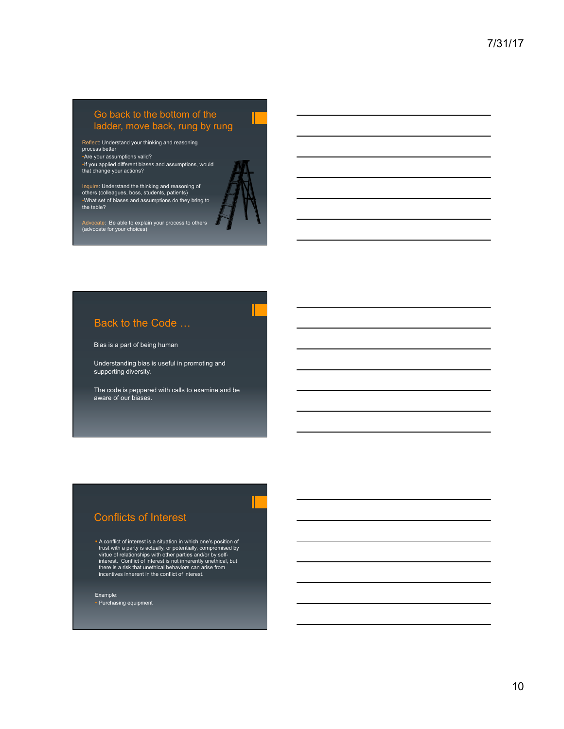## Go back to the bottom of the ladder, move back, rung by rung

Reflect: Understand your thinking and reasoning process better

- Are your assumptions valid?
- If you applied different biases and assumptions, would that change your actions?

Inquire: Understand the thinking and reasoning of others (colleagues, boss, students, patients)

- What set of biases and assumptions do they bring to the table?

Advocate: Be able to explain your process to others (advocate for your choices)

## Back to the Code …

Bias is a part of being human

Understanding bias is useful in promoting and supporting diversity.

The code is peppered with calls to examine and be aware of our biases.

## Conflicts of Interest

- A conflict of interest is a situation in which one's position of trust with a party is actually, or potentially, compromised by virtue of relationships with other parties and/or by self-interest. Conflict of interest is not inherently unethical, but there is a risk that unethical behaviors can arise from incentives inherent in the conflict of interest.

Example:

- Purchasing equipment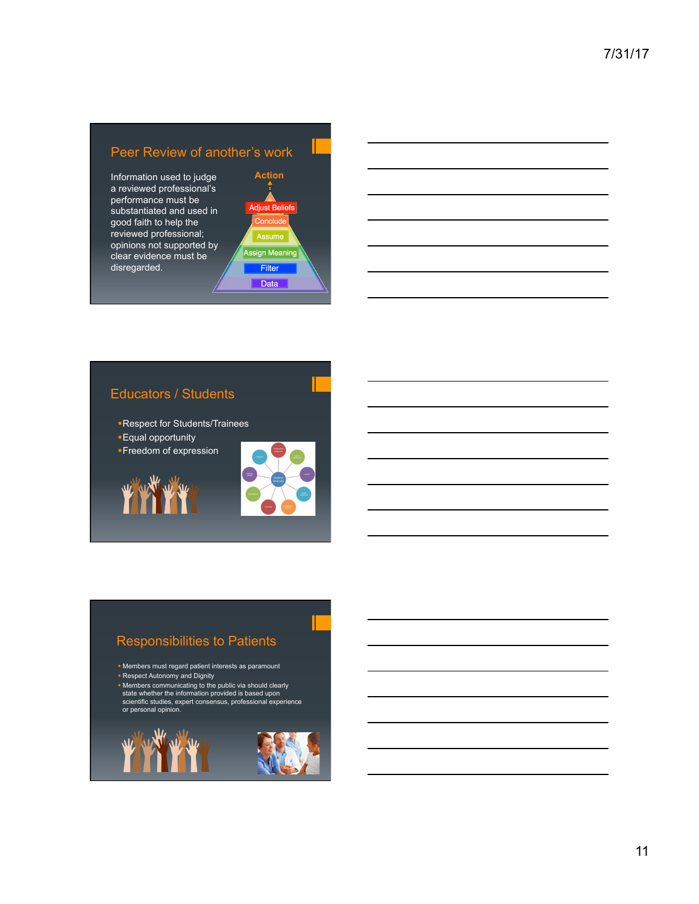## Peer Review of another's work

Information used to judge a reviewed professional's performance must be substantiated and used in good faith to help the reviewed professional; opinions not supported by clear evidence must be disregarded.

Action

- Adjust Beliefs
- Conclude
- Assume
- Assign Meaning
- Filter
- Data

## Educators / Students

- Respect for Students/Trainees
- Equal opportunity
- Freedom of expression

## Responsibilities to Patients

- Members must regard patient interests as paramount
- Respect Autonomy and Dignity
- Members communicating to the public via should clearly state whether the information provided is based upon scientific studies, expert consensus, professional experience or personal opinion.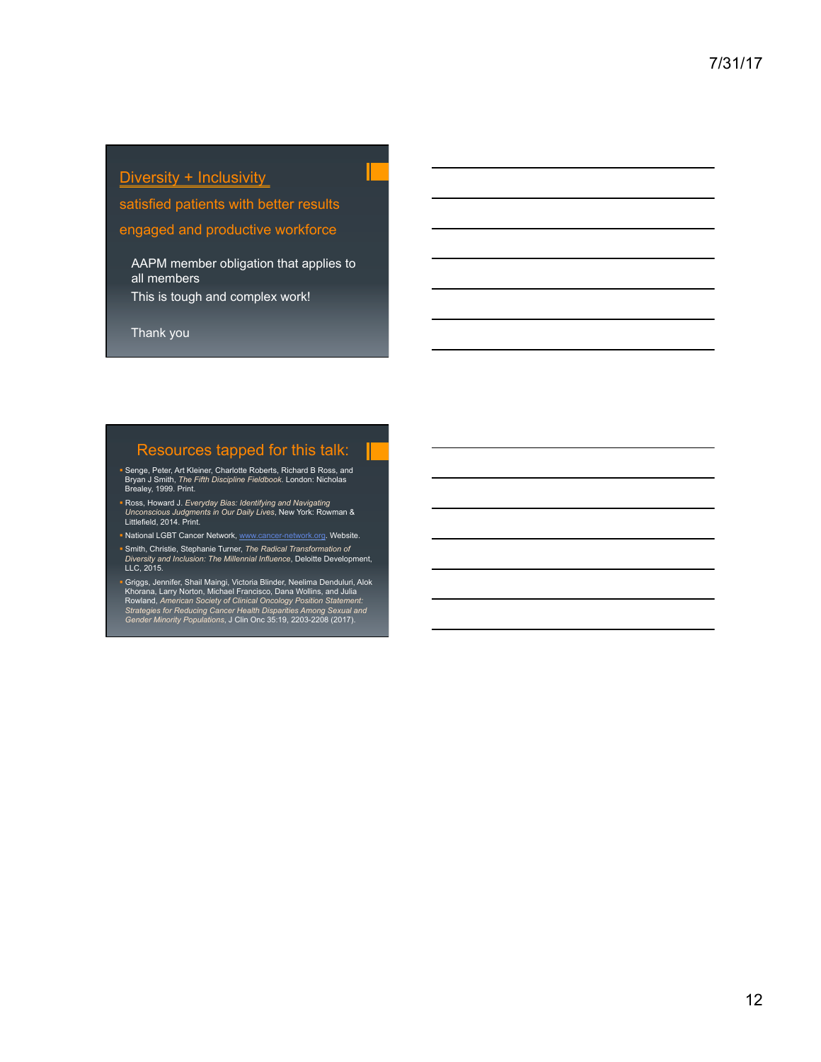## Diversity + Inclusivity

satisfied patients with better results

engaged and productive workforce

AAPM member obligation that applies to all members

This is tough and complex work!

Thank you

## Resources tapped for this talk:

- Senge, Peter, Art Kleiner, Charlotte Roberts, Richard B Ross, and Bryan J Smith, *The Fifth Discipline Fieldbook*. London: Nicholas Brealey, 1999. Print.
- Ross, Howard J. *Everyday Bias: Identifying and Navigating Unconscious Judgments in Our Daily Lives*, New York: Rowman & Littlefield, 2014. Print.
- National LGBT Cancer Network, www.cancer-network.org. Website.
- Smith, Christie, Stephanie Turner, *The Radical Transformation of Diversity and Inclusion: The Millennial Influence*, Deloitte Development, LLC, 2015.
- Griggs, Jennifer, Shail Maingi, Victoria Blinder, Neelima Denduluri, Alok Khorana, Larry Norton, Michael Francisco, Dana Wollins, and Julia Rowland, *American Society of Clinical Oncology Position Statement: Strategies for Reducing Cancer Health Disparities Among Sexual and Gender Minority Populations*, J Clin Onc 35:19, 2203-2208 (2017).